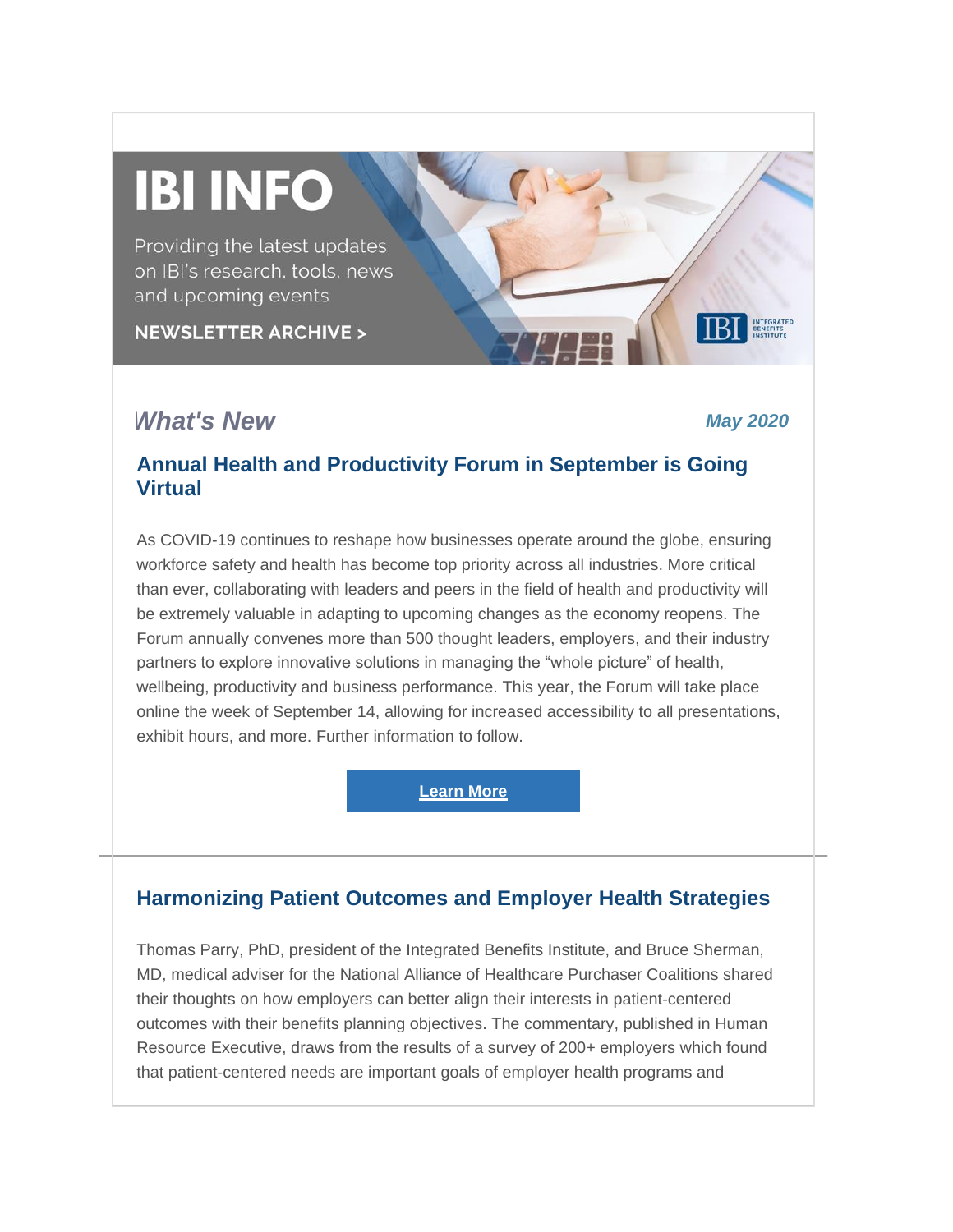# IBI INFO

Providing the latest updates on IBI's research, tools, news and upcoming events

NEWSLETTER ARCHIVE >

## What's New

*May 2020*

### Annual Health and Productivity Forum in September is Going Virtual

As COVID-19 continues to reshape how businesses operate around the globe, ensuring workforce safety and health has become top priority across all industries. More critical than ever, collaborating with leaders and peers in the field of health and productivity will be extremely valuable in adapting to upcoming changes as the economy reopens. The Forum annually convenes more than 500 thought leaders, employers, and their industry partners to explore innovative solutions in managing the "whole picture" of health, wellbeing, productivity and business performance. This year, the Forum will take place online the week of September 14, allowing for increased accessibility to all presentations, exhibit hours, and more. Further information to follow.

**Learn More**

---

### Harmonizing Patient Outcomes and Employer Health Strategies

Thomas Parry, PhD, president of the Integrated Benefits Institute, and Bruce Sherman, MD, medical adviser for the National Alliance of Healthcare Purchaser Coalitions shared their thoughts on how employers can better align their interests in patient-centered outcomes with their benefits planning objectives. The commentary, published in Human Resource Executive, draws from the results of a survey of 200+ employers which found that patient-centered needs are important goals of employer health programs and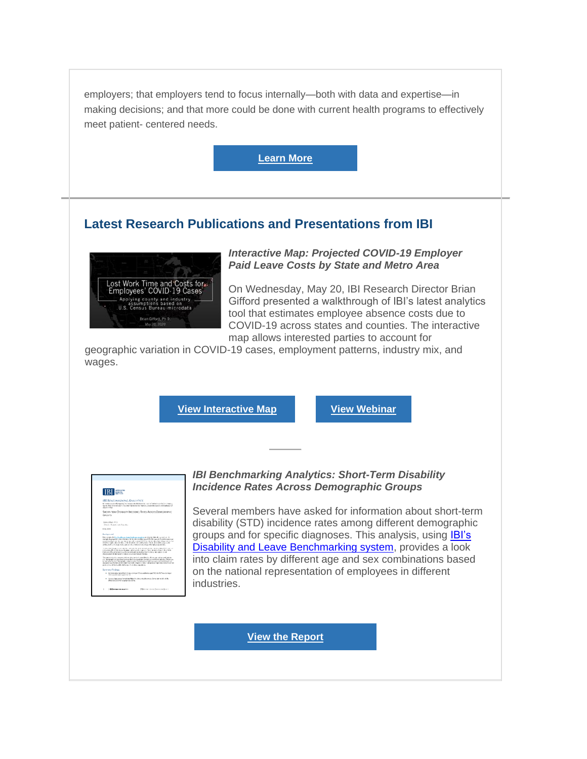employers; that employers tend to focus internally—both with data and expertise—in making decisions; and that more could be done with current health programs to effectively meet patient- centered needs.

**Learn More**

## Latest Research Publications and Presentations from IBI

***Interactive Map: Projected COVID-19 Employer Paid Leave Costs by State and Metro Area***

On Wednesday, May 20, IBI Research Director Brian Gifford presented a walkthrough of IBI's latest analytics tool that estimates employee absence costs due to COVID-19 across states and counties. The interactive map allows interested parties to account for geographic variation in COVID-19 cases, employment patterns, industry mix, and wages.

**View Interactive Map** **View Webinar**

***IBI Benchmarking Analytics: Short-Term Disability Incidence Rates Across Demographic Groups***

Several members have asked for information about short-term disability (STD) incidence rates among different demographic groups and for specific diagnoses. This analysis, using IBI's Disability and Leave Benchmarking system, provides a look into claim rates by different age and sex combinations based on the national representation of employees in different industries.

**View the Report**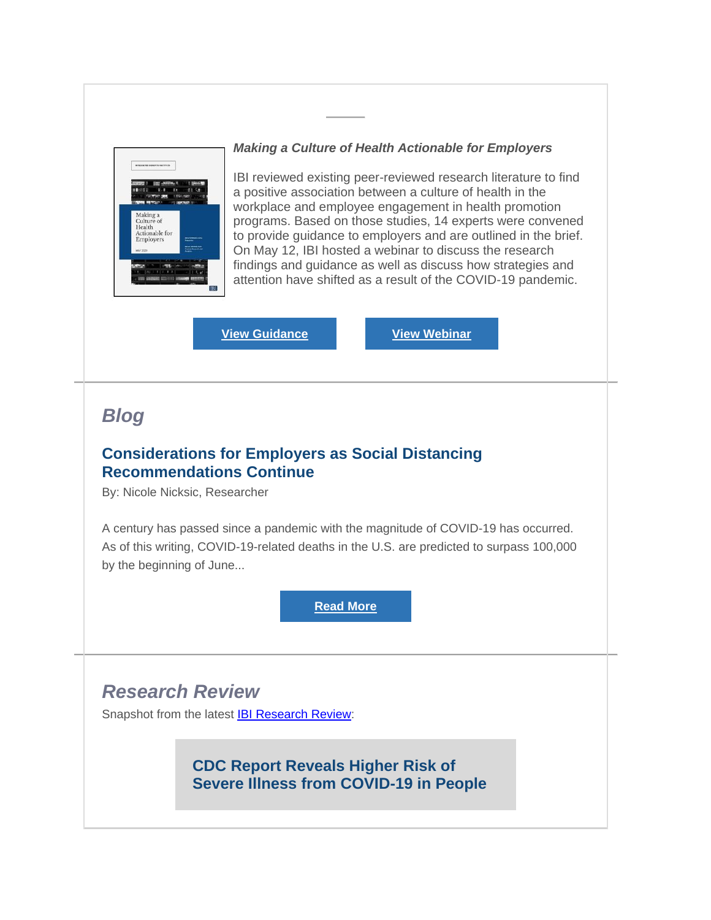***Making a Culture of Health Actionable for Employers***

IBI reviewed existing peer-reviewed research literature to find a positive association between a culture of health in the workplace and employee engagement in health promotion programs. Based on those studies, 14 experts were convened to provide guidance to employers and are outlined in the brief. On May 12, IBI hosted a webinar to discuss the research findings and guidance as well as discuss how strategies and attention have shifted as a result of the COVID-19 pandemic.

**View Guidance** **View Webinar**

## *Blog*

### Considerations for Employers as Social Distancing Recommendations Continue

By: Nicole Nicksic, Researcher

A century has passed since a pandemic with the magnitude of COVID-19 has occurred. As of this writing, COVID-19-related deaths in the U.S. are predicted to surpass 100,000 by the beginning of June...

**Read More**

## *Research Review*

Snapshot from the latest IBI Research Review:

### CDC Report Reveals Higher Risk of Severe Illness from COVID-19 in People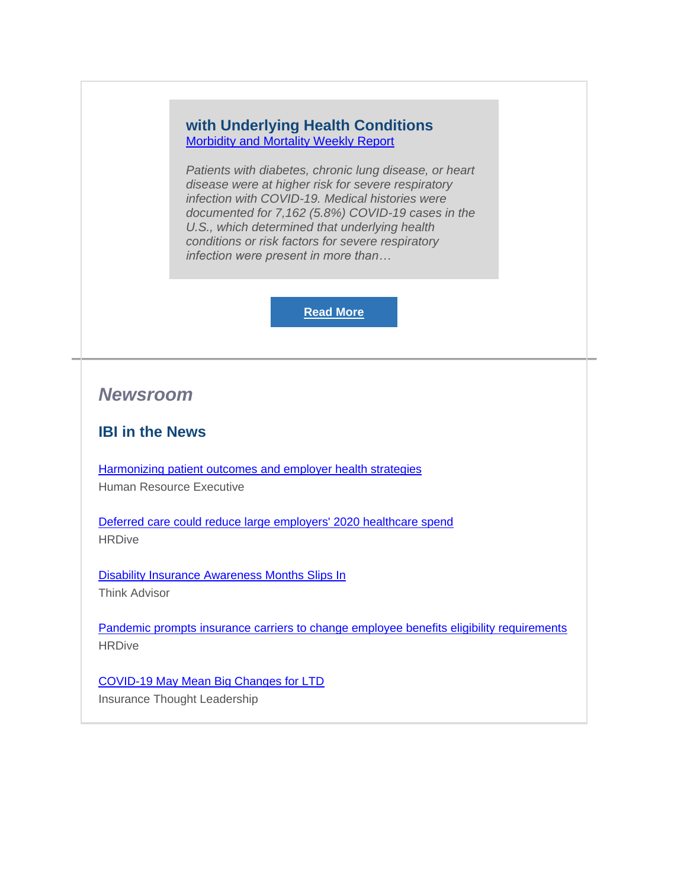### with Underlying Health Conditions

Morbidity and Mortality Weekly Report

*Patients with diabetes, chronic lung disease, or heart disease were at higher risk for severe respiratory infection with COVID-19. Medical histories were documented for 7,162 (5.8%) COVID-19 cases in the U.S., which determined that underlying health conditions or risk factors for severe respiratory infection were present in more than…*

**Read More**

---

## *Newsroom*

### IBI in the News

Harmonizing patient outcomes and employer health strategies
Human Resource Executive

Deferred care could reduce large employers' 2020 healthcare spend
HRDive

Disability Insurance Awareness Months Slips In
Think Advisor

Pandemic prompts insurance carriers to change employee benefits eligibility requirements
HRDive

COVID-19 May Mean Big Changes for LTD
Insurance Thought Leadership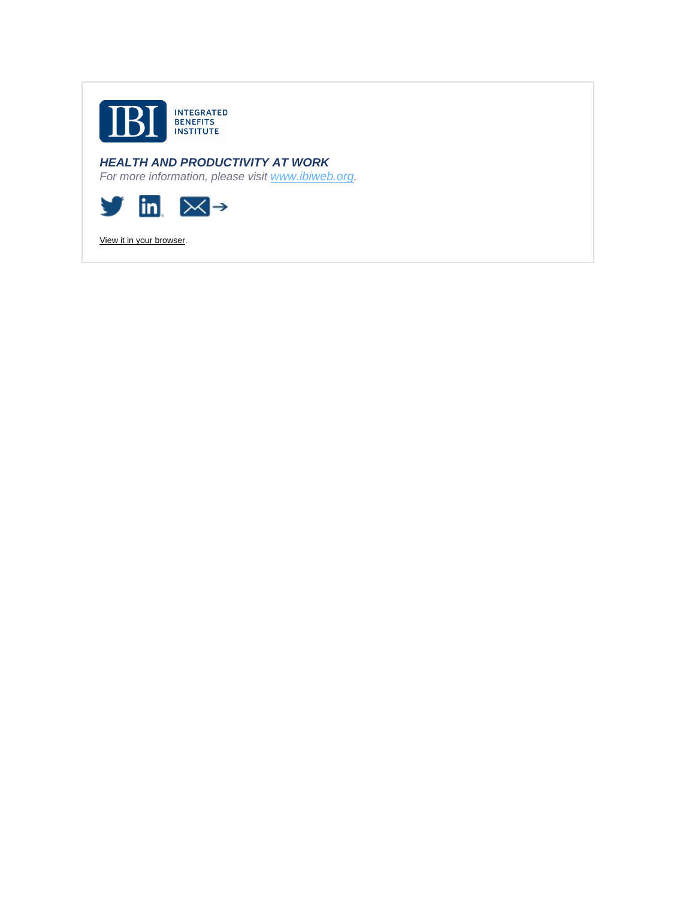INTEGRATED BENEFITS INSTITUTE

***HEALTH AND PRODUCTIVITY AT WORK***

*For more information, please visit www.ibiweb.org.*

View it in your browser.